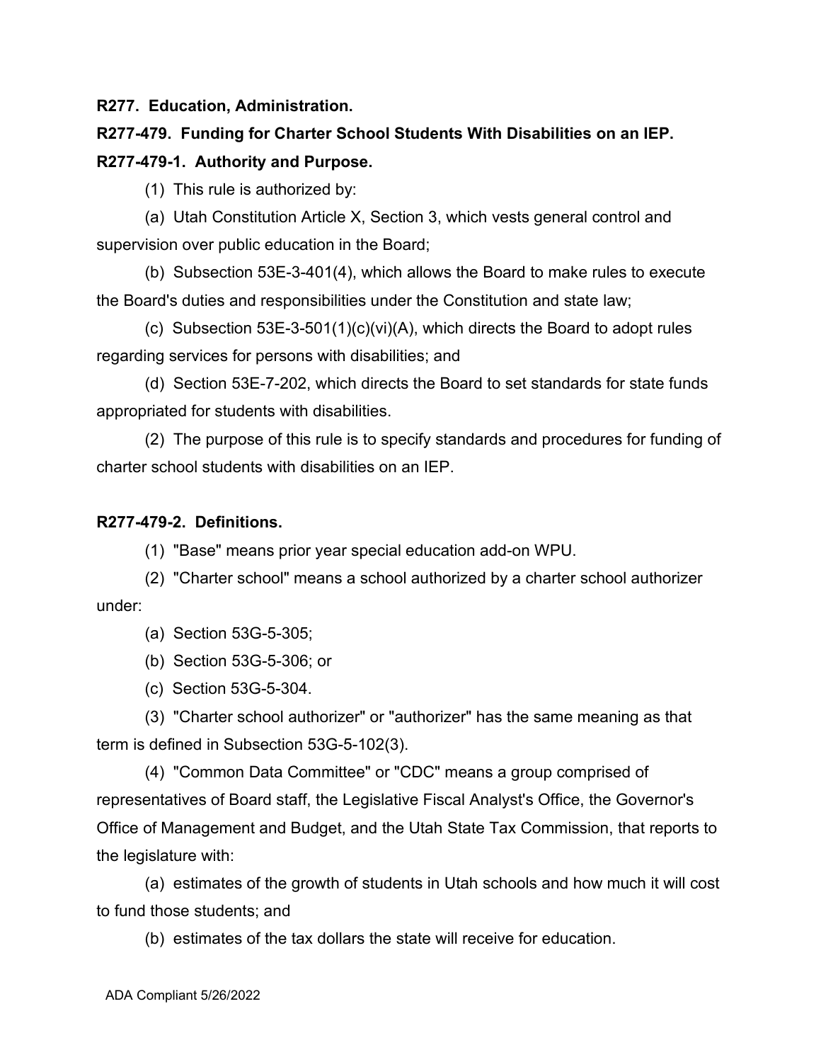**R277. Education, Administration.**

**R277-479. Funding for Charter School Students With Disabilities on an IEP.**

**R277-479-1. Authority and Purpose.**

(1) This rule is authorized by:

(a) Utah Constitution Article X, Section 3, which vests general control and supervision over public education in the Board;

(b) Subsection 53E-3-401(4), which allows the Board to make rules to execute the Board's duties and responsibilities under the Constitution and state law;

(c) Subsection 53E-3-501(1)(c)(vi)(A), which directs the Board to adopt rules regarding services for persons with disabilities; and

(d) Section 53E-7-202, which directs the Board to set standards for state funds appropriated for students with disabilities.

(2) The purpose of this rule is to specify standards and procedures for funding of charter school students with disabilities on an IEP.

**R277-479-2. Definitions.**

(1) "Base" means prior year special education add-on WPU.

(2) "Charter school" means a school authorized by a charter school authorizer under:

(a) Section 53G-5-305;

(b) Section 53G-5-306; or

(c) Section 53G-5-304.

(3) "Charter school authorizer" or "authorizer" has the same meaning as that term is defined in Subsection 53G-5-102(3).

(4) "Common Data Committee" or "CDC" means a group comprised of representatives of Board staff, the Legislative Fiscal Analyst's Office, the Governor's Office of Management and Budget, and the Utah State Tax Commission, that reports to the legislature with:

(a) estimates of the growth of students in Utah schools and how much it will cost to fund those students; and

(b) estimates of the tax dollars the state will receive for education.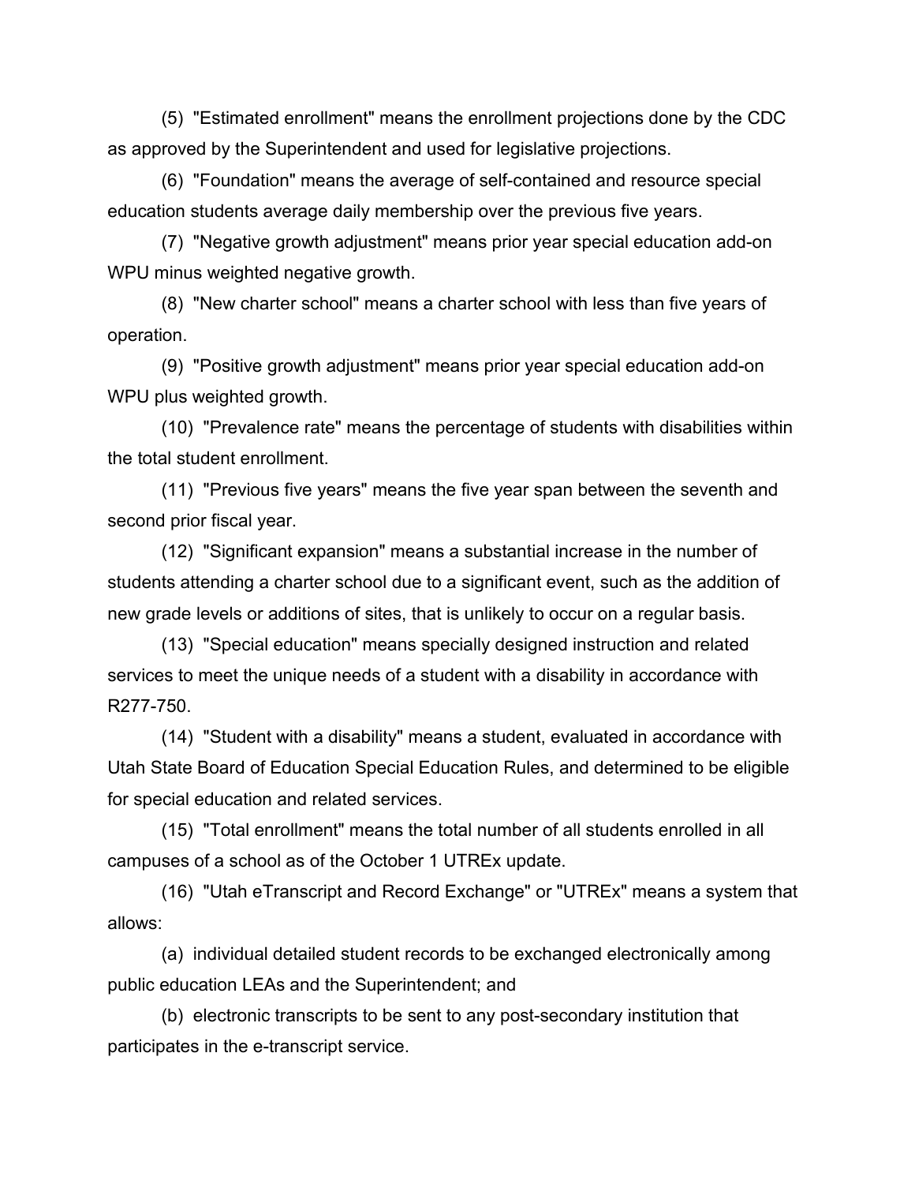(5) "Estimated enrollment" means the enrollment projections done by the CDC as approved by the Superintendent and used for legislative projections.

(6) "Foundation" means the average of self-contained and resource special education students average daily membership over the previous five years.

(7) "Negative growth adjustment" means prior year special education add-on WPU minus weighted negative growth.

(8) "New charter school" means a charter school with less than five years of operation.

(9) "Positive growth adjustment" means prior year special education add-on WPU plus weighted growth.

(10) "Prevalence rate" means the percentage of students with disabilities within the total student enrollment.

(11) "Previous five years" means the five year span between the seventh and second prior fiscal year.

(12) "Significant expansion" means a substantial increase in the number of students attending a charter school due to a significant event, such as the addition of new grade levels or additions of sites, that is unlikely to occur on a regular basis.

(13) "Special education" means specially designed instruction and related services to meet the unique needs of a student with a disability in accordance with R277-750.

(14) "Student with a disability" means a student, evaluated in accordance with Utah State Board of Education Special Education Rules, and determined to be eligible for special education and related services.

(15) "Total enrollment" means the total number of all students enrolled in all campuses of a school as of the October 1 UTREx update.

(16) "Utah eTranscript and Record Exchange" or "UTREx" means a system that allows:

(a) individual detailed student records to be exchanged electronically among public education LEAs and the Superintendent; and

(b) electronic transcripts to be sent to any post-secondary institution that participates in the e-transcript service.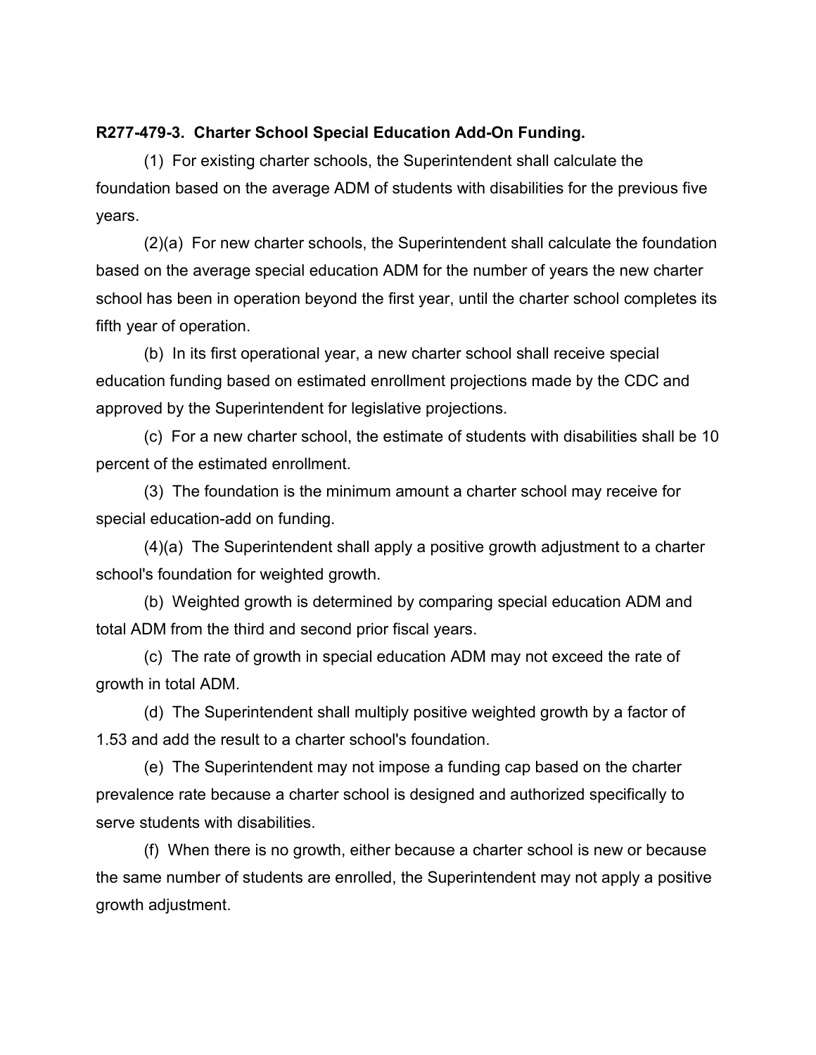**R277-479-3. Charter School Special Education Add-On Funding.**

(1) For existing charter schools, the Superintendent shall calculate the foundation based on the average ADM of students with disabilities for the previous five years.

(2)(a) For new charter schools, the Superintendent shall calculate the foundation based on the average special education ADM for the number of years the new charter school has been in operation beyond the first year, until the charter school completes its fifth year of operation.

(b) In its first operational year, a new charter school shall receive special education funding based on estimated enrollment projections made by the CDC and approved by the Superintendent for legislative projections.

(c) For a new charter school, the estimate of students with disabilities shall be 10 percent of the estimated enrollment.

(3) The foundation is the minimum amount a charter school may receive for special education-add on funding.

(4)(a) The Superintendent shall apply a positive growth adjustment to a charter school's foundation for weighted growth.

(b) Weighted growth is determined by comparing special education ADM and total ADM from the third and second prior fiscal years.

(c) The rate of growth in special education ADM may not exceed the rate of growth in total ADM.

(d) The Superintendent shall multiply positive weighted growth by a factor of 1.53 and add the result to a charter school's foundation.

(e) The Superintendent may not impose a funding cap based on the charter prevalence rate because a charter school is designed and authorized specifically to serve students with disabilities.

(f) When there is no growth, either because a charter school is new or because the same number of students are enrolled, the Superintendent may not apply a positive growth adjustment.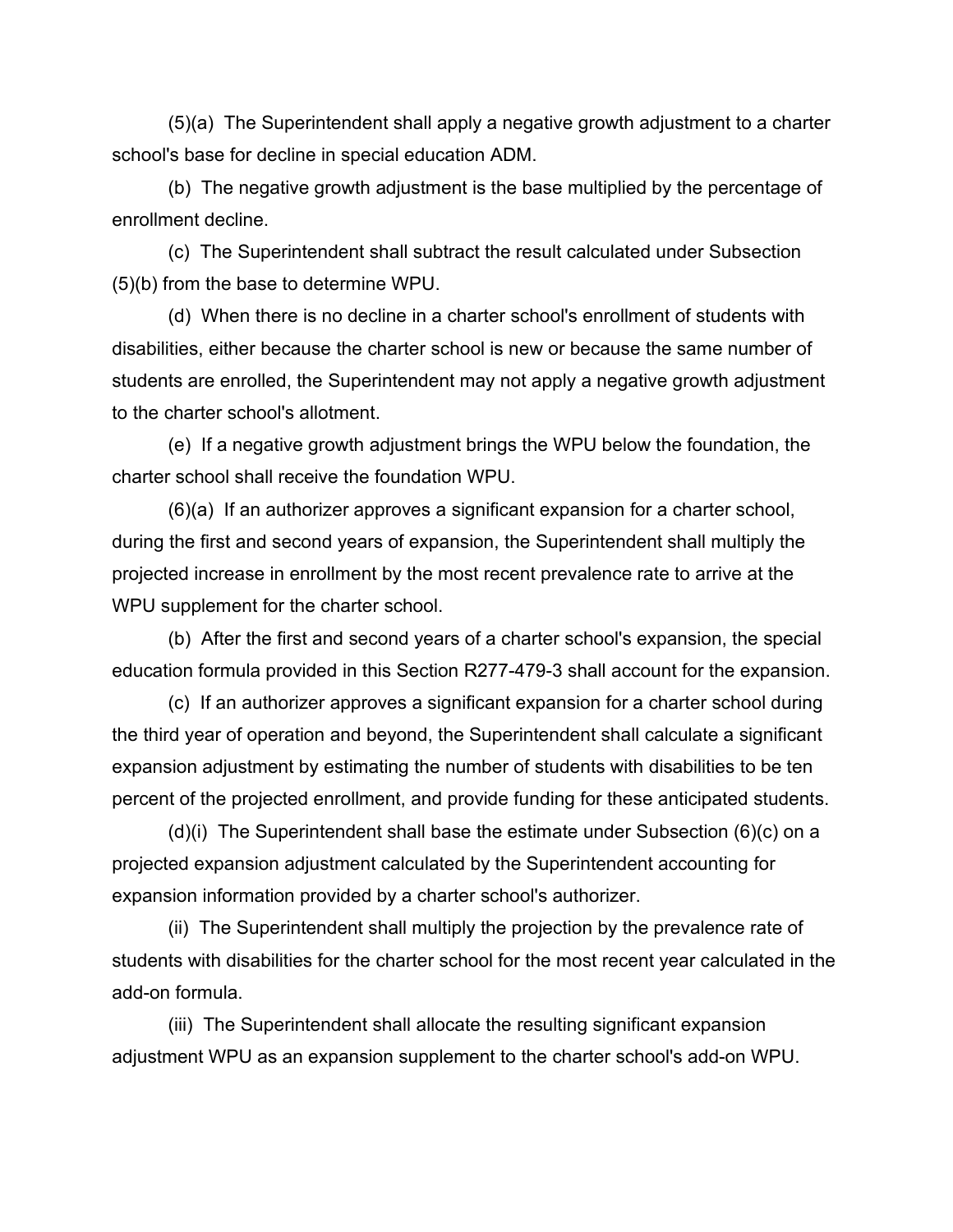(5)(a) The Superintendent shall apply a negative growth adjustment to a charter school's base for decline in special education ADM.

(b) The negative growth adjustment is the base multiplied by the percentage of enrollment decline.

(c) The Superintendent shall subtract the result calculated under Subsection (5)(b) from the base to determine WPU.

(d) When there is no decline in a charter school's enrollment of students with disabilities, either because the charter school is new or because the same number of students are enrolled, the Superintendent may not apply a negative growth adjustment to the charter school's allotment.

(e) If a negative growth adjustment brings the WPU below the foundation, the charter school shall receive the foundation WPU.

(6)(a) If an authorizer approves a significant expansion for a charter school, during the first and second years of expansion, the Superintendent shall multiply the projected increase in enrollment by the most recent prevalence rate to arrive at the WPU supplement for the charter school.

(b) After the first and second years of a charter school's expansion, the special education formula provided in this Section R277-479-3 shall account for the expansion.

(c) If an authorizer approves a significant expansion for a charter school during the third year of operation and beyond, the Superintendent shall calculate a significant expansion adjustment by estimating the number of students with disabilities to be ten percent of the projected enrollment, and provide funding for these anticipated students.

(d)(i) The Superintendent shall base the estimate under Subsection (6)(c) on a projected expansion adjustment calculated by the Superintendent accounting for expansion information provided by a charter school's authorizer.

(ii) The Superintendent shall multiply the projection by the prevalence rate of students with disabilities for the charter school for the most recent year calculated in the add-on formula.

(iii) The Superintendent shall allocate the resulting significant expansion adjustment WPU as an expansion supplement to the charter school's add-on WPU.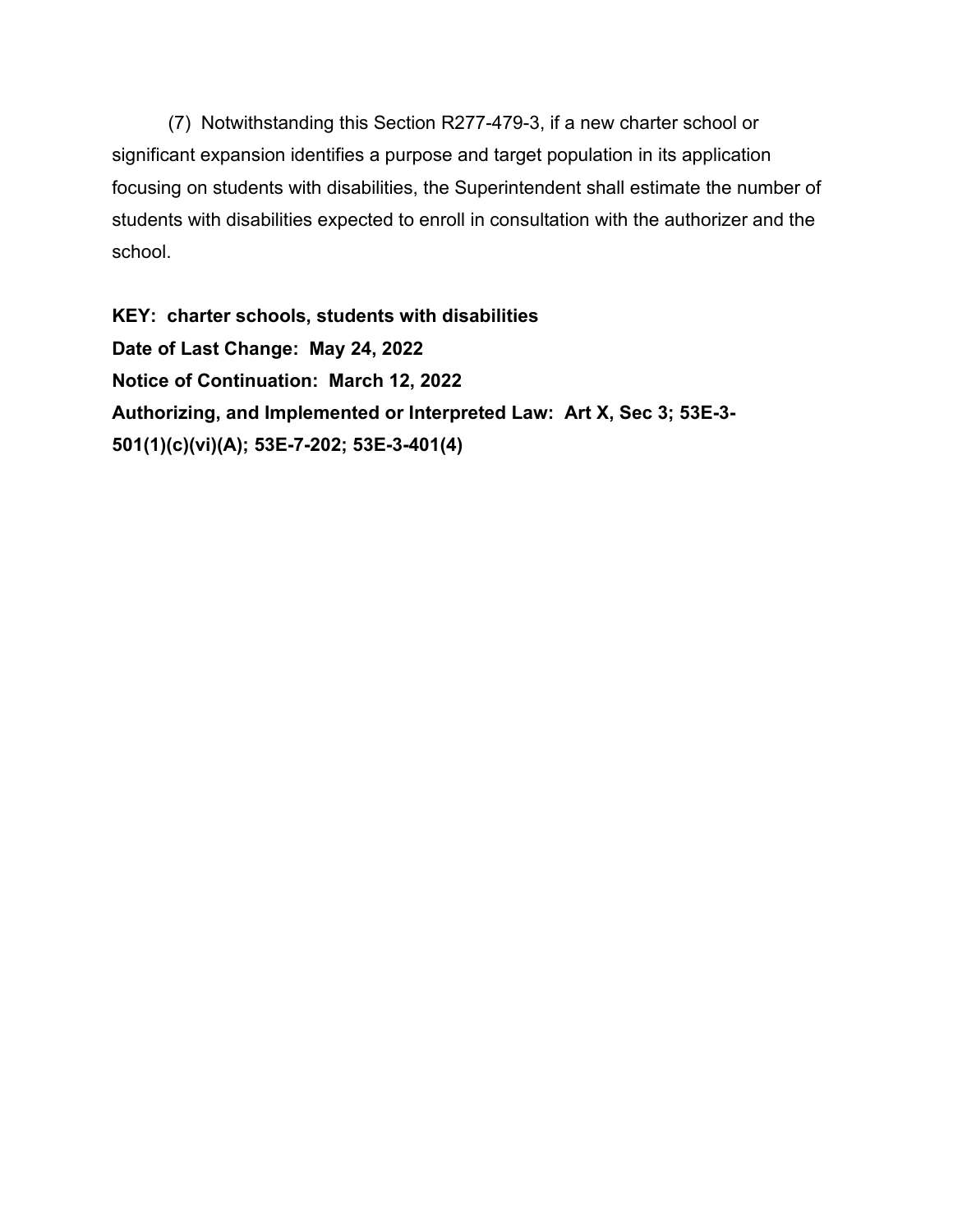(7) Notwithstanding this Section R277-479-3, if a new charter school or significant expansion identifies a purpose and target population in its application focusing on students with disabilities, the Superintendent shall estimate the number of students with disabilities expected to enroll in consultation with the authorizer and the school.

**KEY: charter schools, students with disabilities**
**Date of Last Change: May 24, 2022**
**Notice of Continuation: March 12, 2022**
**Authorizing, and Implemented or Interpreted Law: Art X, Sec 3; 53E-3-501(1)(c)(vi)(A); 53E-7-202; 53E-3-401(4)**